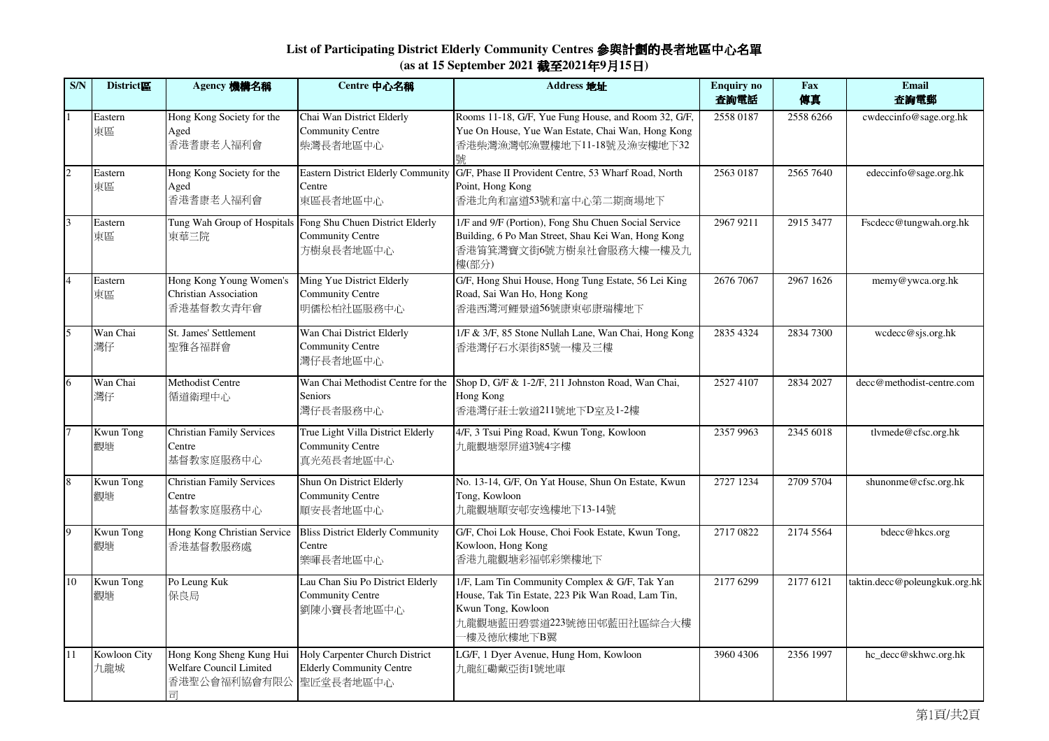# List of Participating District Elderly Community Centres 參與計劃的長者地區中心名單

**(as at 15 September 2021 截至2021年9月15日)**

| S/N | District區 | Agency 機構名稱 | Centre 中心名稱 | Address 地址 | Enquiry no 查詢電話 | Fax 傳真 | Email 查詢電郵 |
|---|---|---|---|---|---|---|---|
| 1 | Eastern 東區 | Hong Kong Society for the Aged 香港耆康老人福利會 | Chai Wan District Elderly Community Centre 柴灣長者地區中心 | Rooms 11-18, G/F, Yue Fung House, and Room 32, G/F, Yue On House, Yue Wan Estate, Chai Wan, Hong Kong 香港柴灣漁灣邨漁豐樓地下11-18號及漁安樓地下32號 | 2558 0187 | 2558 6266 | cwdeccinfo@sage.org.hk |
| 2 | Eastern 東區 | Hong Kong Society for the Aged 香港耆康老人福利會 | Eastern District Elderly Community Centre 東區長者地區中心 | G/F, Phase II Provident Centre, 53 Wharf Road, North Point, Hong Kong 香港北角和富道53號和富中心第二期商場地下 | 2563 0187 | 2565 7640 | edeccinfo@sage.org.hk |
| 3 | Eastern 東區 | Tung Wah Group of Hospitals 東華三院 | Fong Shu Chuen District Elderly Community Centre 方樹泉長者地區中心 | 1/F and 9/F (Portion), Fong Shu Chuen Social Service Building, 6 Po Man Street, Shau Kei Wan, Hong Kong 香港筲箕灣寶文街6號方樹泉社會服務大樓一樓及九樓(部分) | 2967 9211 | 2915 3477 | Fscdecc@tungwah.org.hk |
| 4 | Eastern 東區 | Hong Kong Young Women's Christian Association 香港基督教女青年會 | Ming Yue District Elderly Community Centre 明儒松柏社區服務中心 | G/F, Hong Shui House, Hong Tung Estate, 56 Lei King Road, Sai Wan Ho, Hong Kong 香港西灣河鯉景道56號康東邨康瑞樓地下 | 2676 7067 | 2967 1626 | memy@ywca.org.hk |
| 5 | Wan Chai 灣仔 | St. James' Settlement 聖雅各福群會 | Wan Chai District Elderly Community Centre 灣仔長者地區中心 | 1/F & 3/F, 85 Stone Nullah Lane, Wan Chai, Hong Kong 香港灣仔石水渠街85號一樓及三樓 | 2835 4324 | 2834 7300 | wcdecc@sjs.org.hk |
| 6 | Wan Chai 灣仔 | Methodist Centre 循道衛理中心 | Wan Chai Methodist Centre for the Seniors 灣仔長者服務中心 | Shop D, G/F & 1-2/F, 211 Johnston Road, Wan Chai, Hong Kong 香港灣仔莊士敦道211號地下D室及1-2樓 | 2527 4107 | 2834 2027 | decc@methodist-centre.com |
| 7 | Kwun Tong 觀塘 | Christian Family Services Centre 基督教家庭服務中心 | True Light Villa District Elderly Community Centre 真光苑長者地區中心 | 4/F, 3 Tsui Ping Road, Kwun Tong, Kowloon 九龍觀塘翠屏道3號4字樓 | 2357 9963 | 2345 6018 | tlvmede@cfsc.org.hk |
| 8 | Kwun Tong 觀塘 | Christian Family Services Centre 基督教家庭服務中心 | Shun On District Elderly Community Centre 順安長者地區中心 | No. 13-14, G/F, On Yat House, Shun On Estate, Kwun Tong, Kowloon 九龍觀塘順安邨安逸樓地下13-14號 | 2727 1234 | 2709 5704 | shunonme@cfsc.org.hk |
| 9 | Kwun Tong 觀塘 | Hong Kong Christian Service 香港基督教服務處 | Bliss District Elderly Community Centre 樂暉長者地區中心 | G/F, Choi Lok House, Choi Fook Estate, Kwun Tong, Kowloon, Hong Kong 香港九龍觀塘彩福邨彩樂樓地下 | 2717 0822 | 2174 5564 | bdecc@hkcs.org |
| 10 | Kwun Tong 觀塘 | Po Leung Kuk 保良局 | Lau Chan Siu Po District Elderly Community Centre 劉陳小寶長者地區中心 | 1/F, Lam Tin Community Complex & G/F, Tak Yan House, Tak Tin Estate, 223 Pik Wan Road, Lam Tin, Kwun Tong, Kowloon 九龍觀塘藍田碧雲道223號德田邨藍田社區綜合大樓一樓及德欣樓地下B翼 | 2177 6299 | 2177 6121 | taktin.decc@poleungkuk.org.hk |
| 11 | Kowloon City 九龍城 | Hong Kong Sheng Kung Hui Welfare Council Limited 香港聖公會福利協會有限公司 | Holy Carpenter Church District Elderly Community Centre 聖匠堂長者地區中心 | LG/F, 1 Dyer Avenue, Hung Hom, Kowloon 九龍紅磡戴亞街1號地庫 | 3960 4306 | 2356 1997 | hc_decc@skhwc.org.hk |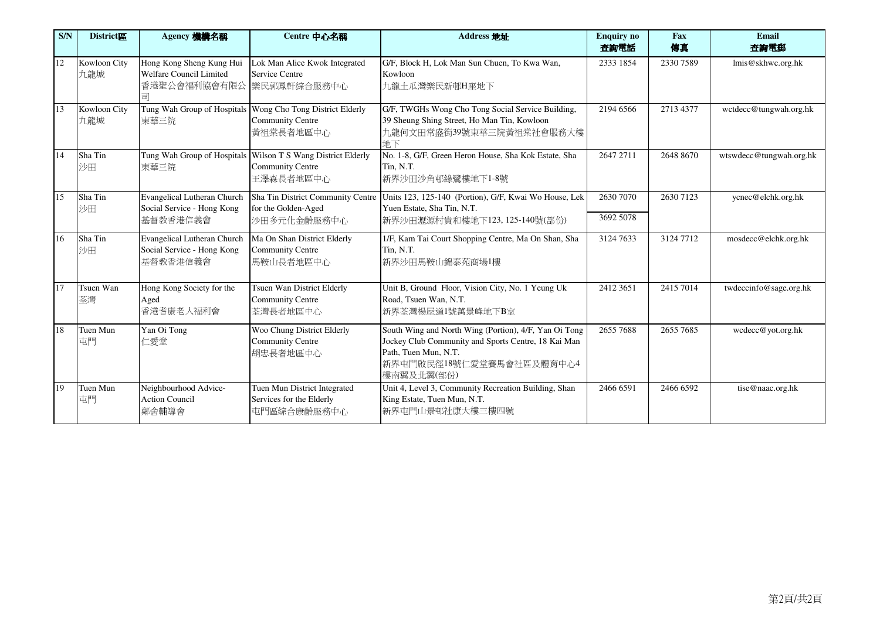| S/N | District區 | Agency 機構名稱 | Centre 中心名稱 | Address 地址 | Enquiry no 查詢電話 | Fax 傳真 | Email 查詢電郵 |
|---|---|---|---|---|---|---|---|
| 12 | Kowloon City 九龍城 | Hong Kong Sheng Kung Hui Welfare Council Limited 香港聖公會福利協會有限公司 | Lok Man Alice Kwok Integrated Service Centre 樂民郭鳳軒綜合服務中心 | G/F, Block H, Lok Man Sun Chuen, To Kwa Wan, Kowloon 九龍土瓜灣樂民新邨H座地下 | 2333 1854 | 2330 7589 | lmis@skhwc.org.hk |
| 13 | Kowloon City 九龍城 | Tung Wah Group of Hospitals 東華三院 | Wong Cho Tong District Elderly Community Centre 黃祖棠長者地區中心 | G/F, TWGHs Wong Cho Tong Social Service Building, 39 Sheung Shing Street, Ho Man Tin, Kowloon 九龍何文田常盛街39號東華三院黃祖棠社會服務大樓地下 | 2194 6566 | 2713 4377 | wctdecc@tungwah.org.hk |
| 14 | Sha Tin 沙田 | Tung Wah Group of Hospitals 東華三院 | Wilson T S Wang District Elderly Community Centre 王澤森長者地區中心 | No. 1-8, G/F, Green Heron House, Sha Kok Estate, Sha Tin, N.T. 新界沙田沙角邨綠鷺樓地下1-8號 | 2647 2711 | 2648 8670 | wtswdecc@tungwah.org.hk |
| 15 | Sha Tin 沙田 | Evangelical Lutheran Church Social Service - Hong Kong 基督教香港信義會 | Sha Tin District Community Centre for the Golden-Aged 沙田多元化金齡服務中心 | Units 123, 125-140 (Portion), G/F, Kwai Wo House, Lek Yuen Estate, Sha Tin, N.T. 新界沙田瀝源村貴和樓地下123, 125-140號(部份) | 2630 7070<br>3692 5078 | 2630 7123 | ycnec@elchk.org.hk |
| 16 | Sha Tin 沙田 | Evangelical Lutheran Church Social Service - Hong Kong 基督教香港信義會 | Ma On Shan District Elderly Community Centre 馬鞍山長者地區中心 | 1/F, Kam Tai Court Shopping Centre, Ma On Shan, Sha Tin, N.T. 新界沙田馬鞍山錦泰苑商場1樓 | 3124 7633 | 3124 7712 | mosdecc@elchk.org.hk |
| 17 | Tsuen Wan 荃灣 | Hong Kong Society for the Aged 香港耆康老人福利會 | Tsuen Wan District Elderly Community Centre 荃灣長者地區中心 | Unit B, Ground Floor, Vision City, No. 1 Yeung Uk Road, Tsuen Wan, N.T. 新界荃灣楊屋道1號萬景峰地下B室 | 2412 3651 | 2415 7014 | twdeccinfo@sage.org.hk |
| 18 | Tuen Mun 屯門 | Yan Oi Tong 仁愛堂 | Woo Chung District Elderly Community Centre 胡忠長者地區中心 | South Wing and North Wing (Portion), 4/F, Yan Oi Tong Jockey Club Community and Sports Centre, 18 Kai Man Path, Tuen Mun, N.T. 新界屯門啟民徑18號仁愛堂賽馬會社區及體育中心4樓南翼及北翼(部份) | 2655 7688 | 2655 7685 | wcdecc@yot.org.hk |
| 19 | Tuen Mun 屯門 | Neighbourhood Advice-Action Council 鄰舍輔導會 | Tuen Mun District Integrated Services for the Elderly 屯門區綜合康齡服務中心 | Unit 4, Level 3, Community Recreation Building, Shan King Estate, Tuen Mun, N.T. 新界屯門山景邨社康大樓三樓四號 | 2466 6591 | 2466 6592 | tise@naac.org.hk |